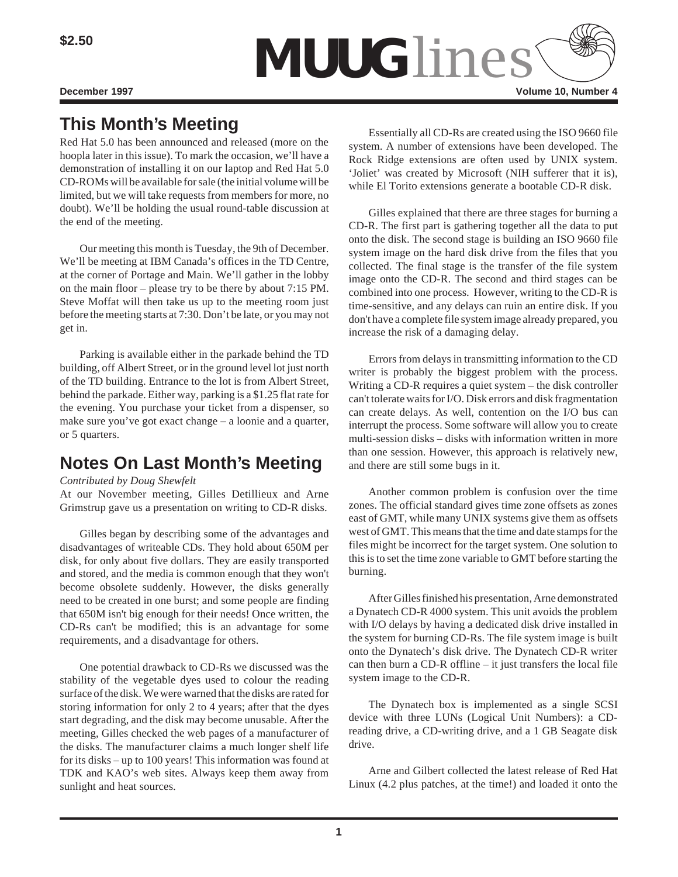$2.50

# MUUGlines

December 1997 — Volume 10, Number 4

## This Month's Meeting

Red Hat 5.0 has been announced and released (more on the hoopla later in this issue). To mark the occasion, we'll have a demonstration of installing it on our laptop and Red Hat 5.0 CD-ROMs will be available for sale (the initial volume will be limited, but we will take requests from members for more, no doubt). We'll be holding the usual round-table discussion at the end of the meeting.

Our meeting this month is Tuesday, the 9th of December. We'll be meeting at IBM Canada's offices in the TD Centre, at the corner of Portage and Main. We'll gather in the lobby on the main floor – please try to be there by about 7:15 PM. Steve Moffat will then take us up to the meeting room just before the meeting starts at 7:30. Don't be late, or you may not get in.

Parking is available either in the parkade behind the TD building, off Albert Street, or in the ground level lot just north of the TD building. Entrance to the lot is from Albert Street, behind the parkade. Either way, parking is a $1.25 flat rate for the evening. You purchase your ticket from a dispenser, so make sure you've got exact change – a loonie and a quarter, or 5 quarters.

## Notes On Last Month's Meeting

*Contributed by Doug Shewfelt*

At our November meeting, Gilles Detillieux and Arne Grimstrup gave us a presentation on writing to CD-R disks.

Gilles began by describing some of the advantages and disadvantages of writeable CDs. They hold about 650M per disk, for only about five dollars. They are easily transported and stored, and the media is common enough that they won't become obsolete suddenly. However, the disks generally need to be created in one burst; and some people are finding that 650M isn't big enough for their needs! Once written, the CD-Rs can't be modified; this is an advantage for some requirements, and a disadvantage for others.

One potential drawback to CD-Rs we discussed was the stability of the vegetable dyes used to colour the reading surface of the disk. We were warned that the disks are rated for storing information for only 2 to 4 years; after that the dyes start degrading, and the disk may become unusable. After the meeting, Gilles checked the web pages of a manufacturer of the disks. The manufacturer claims a much longer shelf life for its disks – up to 100 years! This information was found at TDK and KAO's web sites. Always keep them away from sunlight and heat sources.

Essentially all CD-Rs are created using the ISO 9660 file system. A number of extensions have been developed. The Rock Ridge extensions are often used by UNIX system. 'Joliet' was created by Microsoft (NIH sufferer that it is), while El Torito extensions generate a bootable CD-R disk.

Gilles explained that there are three stages for burning a CD-R. The first part is gathering together all the data to put onto the disk. The second stage is building an ISO 9660 file system image on the hard disk drive from the files that you collected. The final stage is the transfer of the file system image onto the CD-R. The second and third stages can be combined into one process. However, writing to the CD-R is time-sensitive, and any delays can ruin an entire disk. If you don't have a complete file system image already prepared, you increase the risk of a damaging delay.

Errors from delays in transmitting information to the CD writer is probably the biggest problem with the process. Writing a CD-R requires a quiet system – the disk controller can't tolerate waits for I/O. Disk errors and disk fragmentation can create delays. As well, contention on the I/O bus can interrupt the process. Some software will allow you to create multi-session disks – disks with information written in more than one session. However, this approach is relatively new, and there are still some bugs in it.

Another common problem is confusion over the time zones. The official standard gives time zone offsets as zones east of GMT, while many UNIX systems give them as offsets west of GMT. This means that the time and date stamps for the files might be incorrect for the target system. One solution to this is to set the time zone variable to GMT before starting the burning.

After Gilles finished his presentation, Arne demonstrated a Dynatech CD-R 4000 system. This unit avoids the problem with I/O delays by having a dedicated disk drive installed in the system for burning CD-Rs. The file system image is built onto the Dynatech's disk drive. The Dynatech CD-R writer can then burn a CD-R offline – it just transfers the local file system image to the CD-R.

The Dynatech box is implemented as a single SCSI device with three LUNs (Logical Unit Numbers): a CD-reading drive, a CD-writing drive, and a 1 GB Seagate disk drive.

Arne and Gilbert collected the latest release of Red Hat Linux (4.2 plus patches, at the time!) and loaded it onto the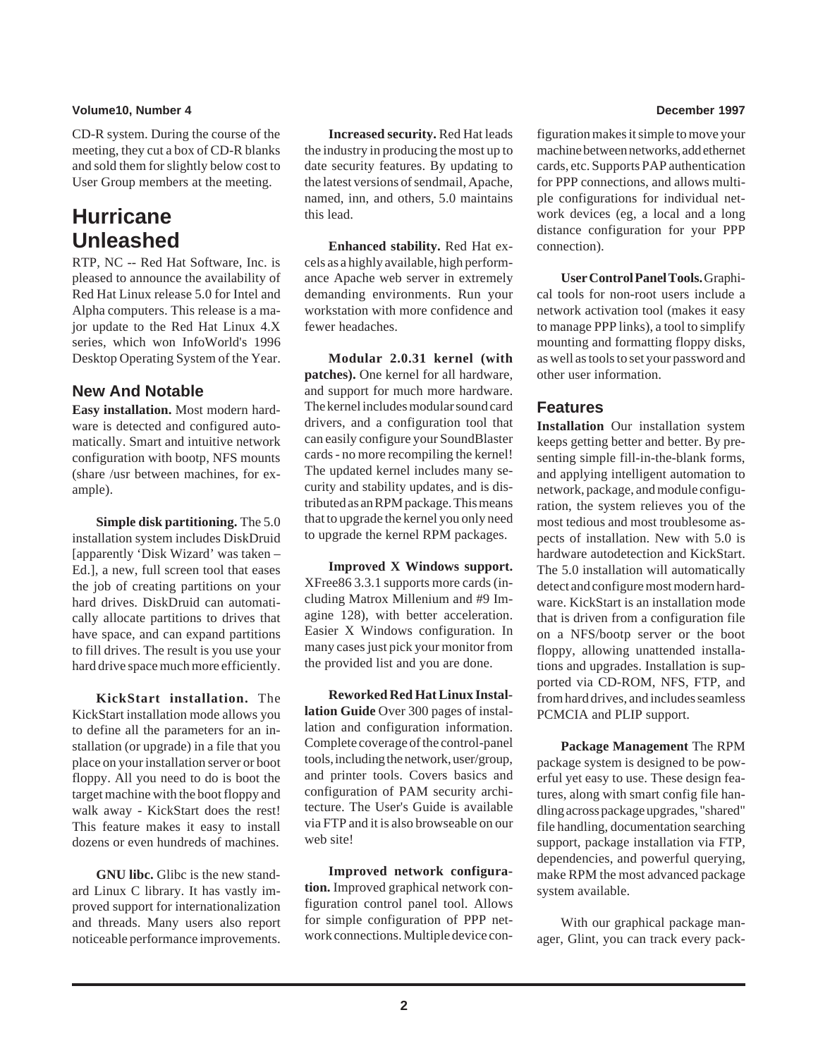CD-R system. During the course of the meeting, they cut a box of CD-R blanks and sold them for slightly below cost to User Group members at the meeting.

# Hurricane Unleashed

RTP, NC -- Red Hat Software, Inc. is pleased to announce the availability of Red Hat Linux release 5.0 for Intel and Alpha computers. This release is a major update to the Red Hat Linux 4.X series, which won InfoWorld's 1996 Desktop Operating System of the Year.

## New And Notable

**Easy installation.** Most modern hardware is detected and configured automatically. Smart and intuitive network configuration with bootp, NFS mounts (share /usr between machines, for example).

**Simple disk partitioning.** The 5.0 installation system includes DiskDruid [apparently 'Disk Wizard' was taken – Ed.], a new, full screen tool that eases the job of creating partitions on your hard drives. DiskDruid can automatically allocate partitions to drives that have space, and can expand partitions to fill drives. The result is you use your hard drive space much more efficiently.

**KickStart installation.** The KickStart installation mode allows you to define all the parameters for an installation (or upgrade) in a file that you place on your installation server or boot floppy. All you need to do is boot the target machine with the boot floppy and walk away - KickStart does the rest! This feature makes it easy to install dozens or even hundreds of machines.

**GNU libc.** Glibc is the new standard Linux C library. It has vastly improved support for internationalization and threads. Many users also report noticeable performance improvements.

**Increased security.** Red Hat leads the industry in producing the most up to date security features. By updating to the latest versions of sendmail, Apache, named, inn, and others, 5.0 maintains this lead.

**Enhanced stability.** Red Hat excels as a highly available, high performance Apache web server in extremely demanding environments. Run your workstation with more confidence and fewer headaches.

**Modular 2.0.31 kernel (with patches).** One kernel for all hardware, and support for much more hardware. The kernel includes modular sound card drivers, and a configuration tool that can easily configure your SoundBlaster cards - no more recompiling the kernel! The updated kernel includes many security and stability updates, and is distributed as an RPM package. This means that to upgrade the kernel you only need to upgrade the kernel RPM packages.

**Improved X Windows support.** XFree86 3.3.1 supports more cards (including Matrox Millenium and #9 Imagine 128), with better acceleration. Easier X Windows configuration. In many cases just pick your monitor from the provided list and you are done.

**Reworked Red Hat Linux Installation Guide** Over 300 pages of installation and configuration information. Complete coverage of the control-panel tools, including the network, user/group, and printer tools. Covers basics and configuration of PAM security architecture. The User's Guide is available via FTP and it is also browseable on our web site!

**Improved network configuration.** Improved graphical network configuration control panel tool. Allows for simple configuration of PPP network connections. Multiple device configuration makes it simple to move your machine between networks, add ethernet cards, etc. Supports PAP authentication for PPP connections, and allows multiple configurations for individual network devices (eg, a local and a long distance configuration for your PPP connection).

**User Control Panel Tools.** Graphical tools for non-root users include a network activation tool (makes it easy to manage PPP links), a tool to simplify mounting and formatting floppy disks, as well as tools to set your password and other user information.

## Features

**Installation** Our installation system keeps getting better and better. By presenting simple fill-in-the-blank forms, and applying intelligent automation to network, package, and module configuration, the system relieves you of the most tedious and most troublesome aspects of installation. New with 5.0 is hardware autodetection and KickStart. The 5.0 installation will automatically detect and configure most modern hardware. KickStart is an installation mode that is driven from a configuration file on a NFS/bootp server or the boot floppy, allowing unattended installations and upgrades. Installation is supported via CD-ROM, NFS, FTP, and from hard drives, and includes seamless PCMCIA and PLIP support.

**Package Management** The RPM package system is designed to be powerful yet easy to use. These design features, along with smart config file handling across package upgrades, "shared" file handling, documentation searching support, package installation via FTP, dependencies, and powerful querying, make RPM the most advanced package system available.

With our graphical package manager, Glint, you can track every pack-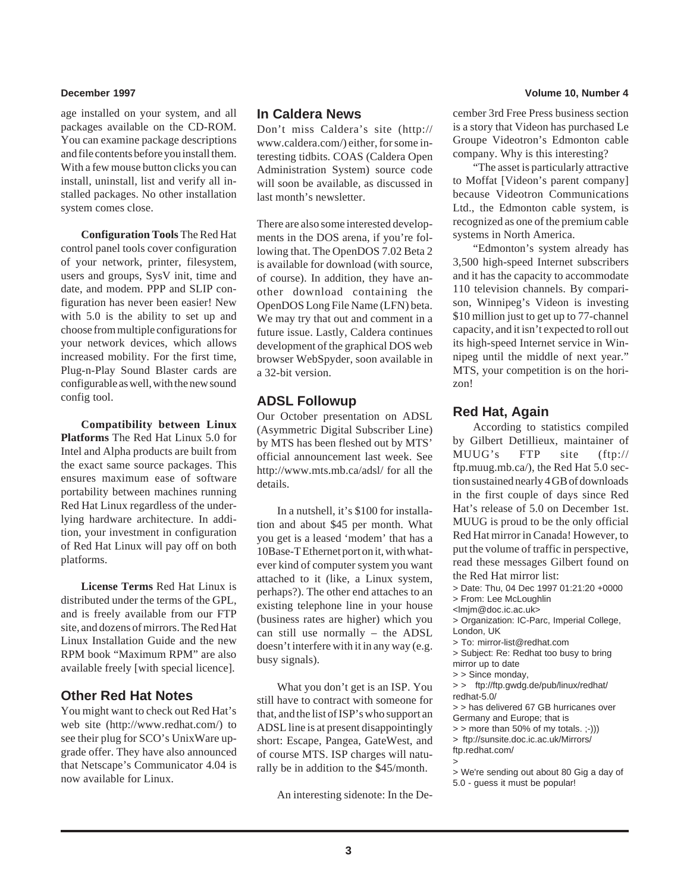age installed on your system, and all packages available on the CD-ROM. You can examine package descriptions and file contents before you install them. With a few mouse button clicks you can install, uninstall, list and verify all installed packages. No other installation system comes close.

**Configuration Tools** The Red Hat control panel tools cover configuration of your network, printer, filesystem, users and groups, SysV init, time and date, and modem. PPP and SLIP configuration has never been easier! New with 5.0 is the ability to set up and choose from multiple configurations for your network devices, which allows increased mobility. For the first time, Plug-n-Play Sound Blaster cards are configurable as well, with the new sound config tool.

**Compatibility between Linux Platforms** The Red Hat Linux 5.0 for Intel and Alpha products are built from the exact same source packages. This ensures maximum ease of software portability between machines running Red Hat Linux regardless of the underlying hardware architecture. In addition, your investment in configuration of Red Hat Linux will pay off on both platforms.

**License Terms** Red Hat Linux is distributed under the terms of the GPL, and is freely available from our FTP site, and dozens of mirrors. The Red Hat Linux Installation Guide and the new RPM book "Maximum RPM" are also available freely [with special licence].

## Other Red Hat Notes

You might want to check out Red Hat's web site (http://www.redhat.com/) to see their plug for SCO's UnixWare upgrade offer. They have also announced that Netscape's Communicator 4.04 is now available for Linux.

## In Caldera News

Don't miss Caldera's site (http://www.caldera.com/) either, for some interesting tidbits. COAS (Caldera Open Administration System) source code will soon be available, as discussed in last month's newsletter.

There are also some interested developments in the DOS arena, if you're following that. The OpenDOS 7.02 Beta 2 is available for download (with source, of course). In addition, they have another download containing the OpenDOS Long File Name (LFN) beta. We may try that out and comment in a future issue. Lastly, Caldera continues development of the graphical DOS web browser WebSpyder, soon available in a 32-bit version.

## ADSL Followup

Our October presentation on ADSL (Asymmetric Digital Subscriber Line) by MTS has been fleshed out by MTS' official announcement last week. See http://www.mts.mb.ca/adsl/ for all the details.

In a nutshell, it's $100 for installation and about $45 per month. What you get is a leased 'modem' that has a 10Base-T Ethernet port on it, with whatever kind of computer system you want attached to it (like, a Linux system, perhaps?). The other end attaches to an existing telephone line in your house (business rates are higher) which you can still use normally – the ADSL doesn't interfere with it in any way (e.g. busy signals).

What you don't get is an ISP. You still have to contract with someone for that, and the list of ISP's who support an ADSL line is at present disappointingly short: Escape, Pangea, GateWest, and of course MTS. ISP charges will naturally be in addition to the $45/month.

An interesting sidenote: In the December 3rd Free Press business section is a story that Videon has purchased Le Groupe Videotron's Edmonton cable company. Why is this interesting?

"The asset is particularly attractive to Moffat [Videon's parent company] because Videotron Communications Ltd., the Edmonton cable system, is recognized as one of the premium cable systems in North America.

"Edmonton's system already has 3,500 high-speed Internet subscribers and it has the capacity to accommodate 110 television channels. By comparison, Winnipeg's Videon is investing $10 million just to get up to 77-channel capacity, and it isn't expected to roll out its high-speed Internet service in Winnipeg until the middle of next year." MTS, your competition is on the horizon!

## Red Hat, Again

According to statistics compiled by Gilbert Detillieux, maintainer of MUUG's FTP site (ftp://ftp.muug.mb.ca/), the Red Hat 5.0 section sustained nearly 4 GB of downloads in the first couple of days since Red Hat's release of 5.0 on December 1st. MUUG is proud to be the only official Red Hat mirror in Canada! However, to put the volume of traffic in perspective, read these messages Gilbert found on the Red Hat mirror list:

```
> Date: Thu, 04 Dec 1997 01:21:20 +0000
> From: Lee McLoughlin
<lmjm@doc.ic.ac.uk>
> Organization: IC-Parc, Imperial College,
London, UK
> To: mirror-list@redhat.com
> Subject: Re: Redhat too busy to bring
mirror up to date
> > Since monday,
> >   ftp://ftp.gwdg.de/pub/linux/redhat/
redhat-5.0/
> > has delivered 67 GB hurricanes over
Germany and Europe; that is
> > more than 50% of my totals. ;-)))
> ftp://sunsite.doc.ic.ac.uk/Mirrors/
ftp.redhat.com/
>
> We're sending out about 80 Gig a day of
5.0 - guess it must be popular!
```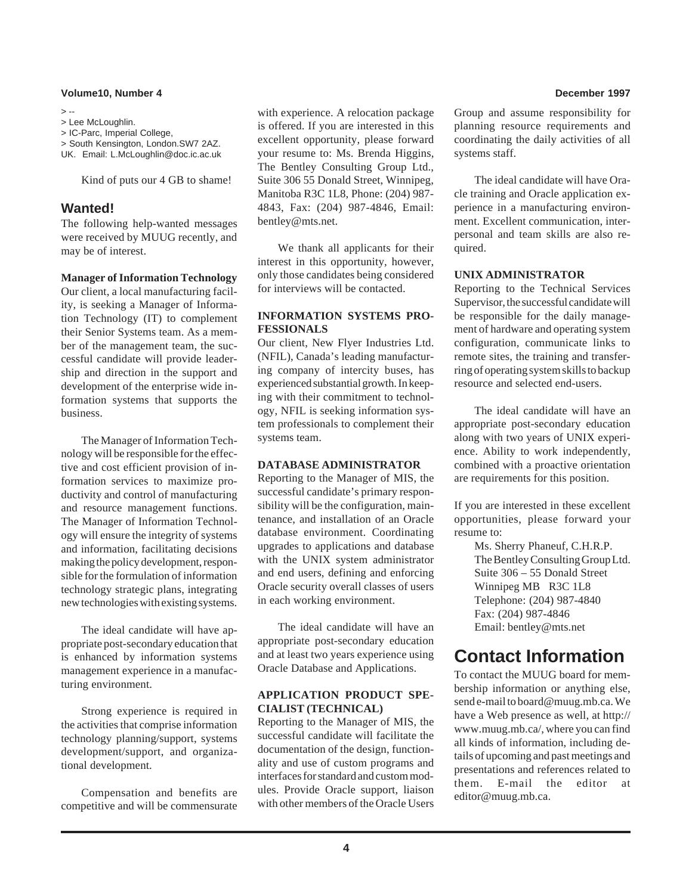> --
> Lee McLoughlin.
> IC-Parc, Imperial College,
> South Kensington, London.SW7 2AZ.
UK. Email: L.McLoughlin@doc.ic.ac.uk

Kind of puts our 4 GB to shame!

## Wanted!

The following help-wanted messages were received by MUUG recently, and may be of interest.

**Manager of Information Technology**

Our client, a local manufacturing facility, is seeking a Manager of Information Technology (IT) to complement their Senior Systems team. As a member of the management team, the successful candidate will provide leadership and direction in the support and development of the enterprise wide information systems that supports the business.

The Manager of Information Technology will be responsible for the effective and cost efficient provision of information services to maximize productivity and control of manufacturing and resource management functions. The Manager of Information Technology will ensure the integrity of systems and information, facilitating decisions making the policy development, responsible for the formulation of information technology strategic plans, integrating new technologies with existing systems.

The ideal candidate will have appropriate post-secondary education that is enhanced by information systems management experience in a manufacturing environment.

Strong experience is required in the activities that comprise information technology planning/support, systems development/support, and organizational development.

Compensation and benefits are competitive and will be commensurate with experience. A relocation package is offered. If you are interested in this excellent opportunity, please forward your resume to: Ms. Brenda Higgins, The Bentley Consulting Group Ltd., Suite 306 55 Donald Street, Winnipeg, Manitoba R3C 1L8, Phone: (204) 987-4843, Fax: (204) 987-4846, Email: bentley@mts.net.

We thank all applicants for their interest in this opportunity, however, only those candidates being considered for interviews will be contacted.

**INFORMATION SYSTEMS PROFESSIONALS**

Our client, New Flyer Industries Ltd. (NFIL), Canada's leading manufacturing company of intercity buses, has experienced substantial growth. In keeping with their commitment to technology, NFIL is seeking information system professionals to complement their systems team.

**DATABASE ADMINISTRATOR**

Reporting to the Manager of MIS, the successful candidate's primary responsibility will be the configuration, maintenance, and installation of an Oracle database environment. Coordinating upgrades to applications and database with the UNIX system administrator and end users, defining and enforcing Oracle security overall classes of users in each working environment.

The ideal candidate will have an appropriate post-secondary education and at least two years experience using Oracle Database and Applications.

**APPLICATION PRODUCT SPECIALIST (TECHNICAL)**

Reporting to the Manager of MIS, the successful candidate will facilitate the documentation of the design, functionality and use of custom programs and interfaces for standard and custom modules. Provide Oracle support, liaison with other members of the Oracle Users Group and assume responsibility for planning resource requirements and coordinating the daily activities of all systems staff.

The ideal candidate will have Oracle training and Oracle application experience in a manufacturing environment. Excellent communication, interpersonal and team skills are also required.

**UNIX ADMINISTRATOR**

Reporting to the Technical Services Supervisor, the successful candidate will be responsible for the daily management of hardware and operating system configuration, communicate links to remote sites, the training and transferring of operating system skills to backup resource and selected end-users.

The ideal candidate will have an appropriate post-secondary education along with two years of UNIX experience. Ability to work independently, combined with a proactive orientation are requirements for this position.

If you are interested in these excellent opportunities, please forward your resume to:

Ms. Sherry Phaneuf, C.H.R.P.
The Bentley Consulting Group Ltd.
Suite 306 – 55 Donald Street
Winnipeg MB R3C 1L8
Telephone: (204) 987-4840
Fax: (204) 987-4846
Email: bentley@mts.net

# Contact Information

To contact the MUUG board for membership information or anything else, send e-mail to board@muug.mb.ca. We have a Web presence as well, at http://www.muug.mb.ca/, where you can find all kinds of information, including details of upcoming and past meetings and presentations and references related to them. E-mail the editor at editor@muug.mb.ca.